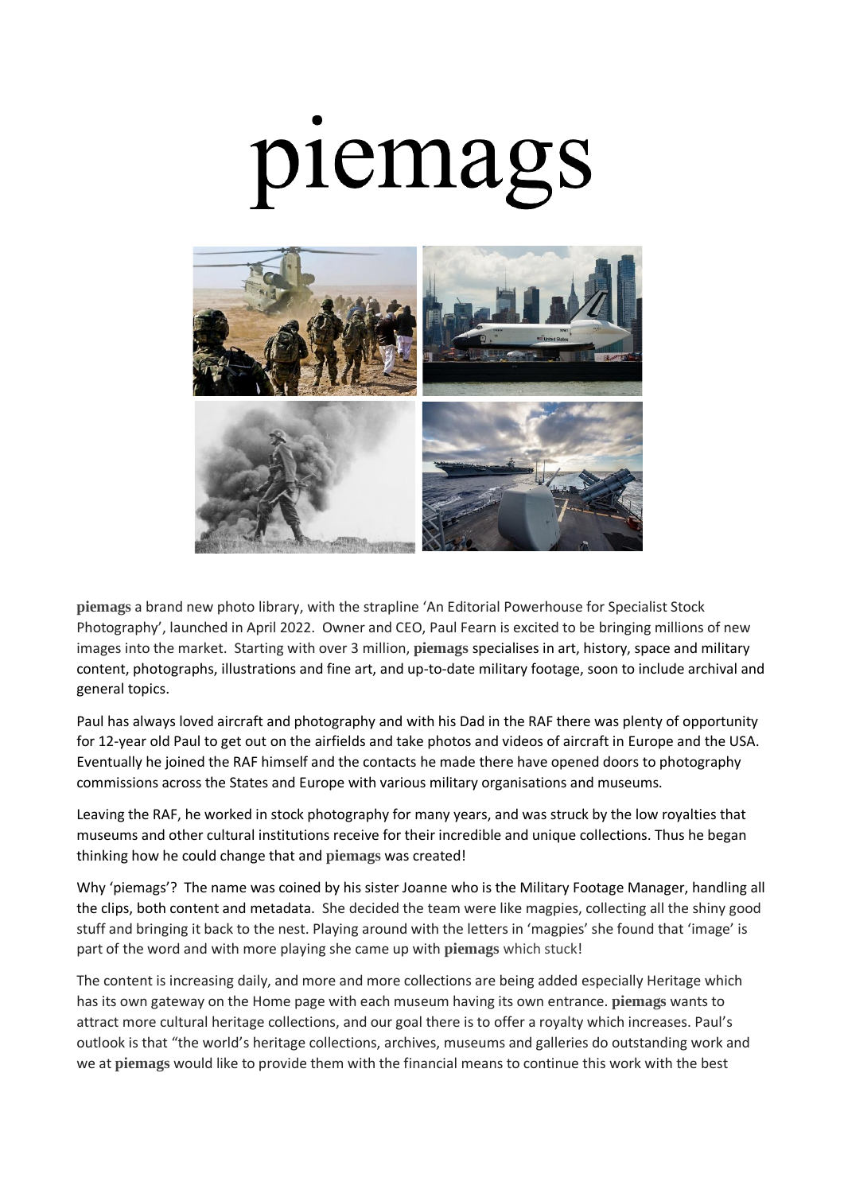# piemags

**piemags** a brand new photo library, with the strapline 'An Editorial Powerhouse for Specialist Stock Photography', launched in April 2022. Owner and CEO, Paul Fearn is excited to be bringing millions of new images into the market. Starting with over 3 million, **piemags** specialises in art, history, space and military content, photographs, illustrations and fine art, and up-to-date military footage, soon to include archival and general topics.

Paul has always loved aircraft and photography and with his Dad in the RAF there was plenty of opportunity for 12-year old Paul to get out on the airfields and take photos and videos of aircraft in Europe and the USA. Eventually he joined the RAF himself and the contacts he made there have opened doors to photography commissions across the States and Europe with various military organisations and museums.

Leaving the RAF, he worked in stock photography for many years, and was struck by the low royalties that museums and other cultural institutions receive for their incredible and unique collections. Thus he began thinking how he could change that and **piemags** was created!

Why 'piemags'? The name was coined by his sister Joanne who is the Military Footage Manager, handling all the clips, both content and metadata. She decided the team were like magpies, collecting all the shiny good stuff and bringing it back to the nest. Playing around with the letters in 'magpies' she found that 'image' is part of the word and with more playing she came up with **piemags** which stuck!

The content is increasing daily, and more and more collections are being added especially Heritage which has its own gateway on the Home page with each museum having its own entrance. **piemags** wants to attract more cultural heritage collections, and our goal there is to offer a royalty which increases. Paul's outlook is that "the world's heritage collections, archives, museums and galleries do outstanding work and we at **piemags** would like to provide them with the financial means to continue this work with the best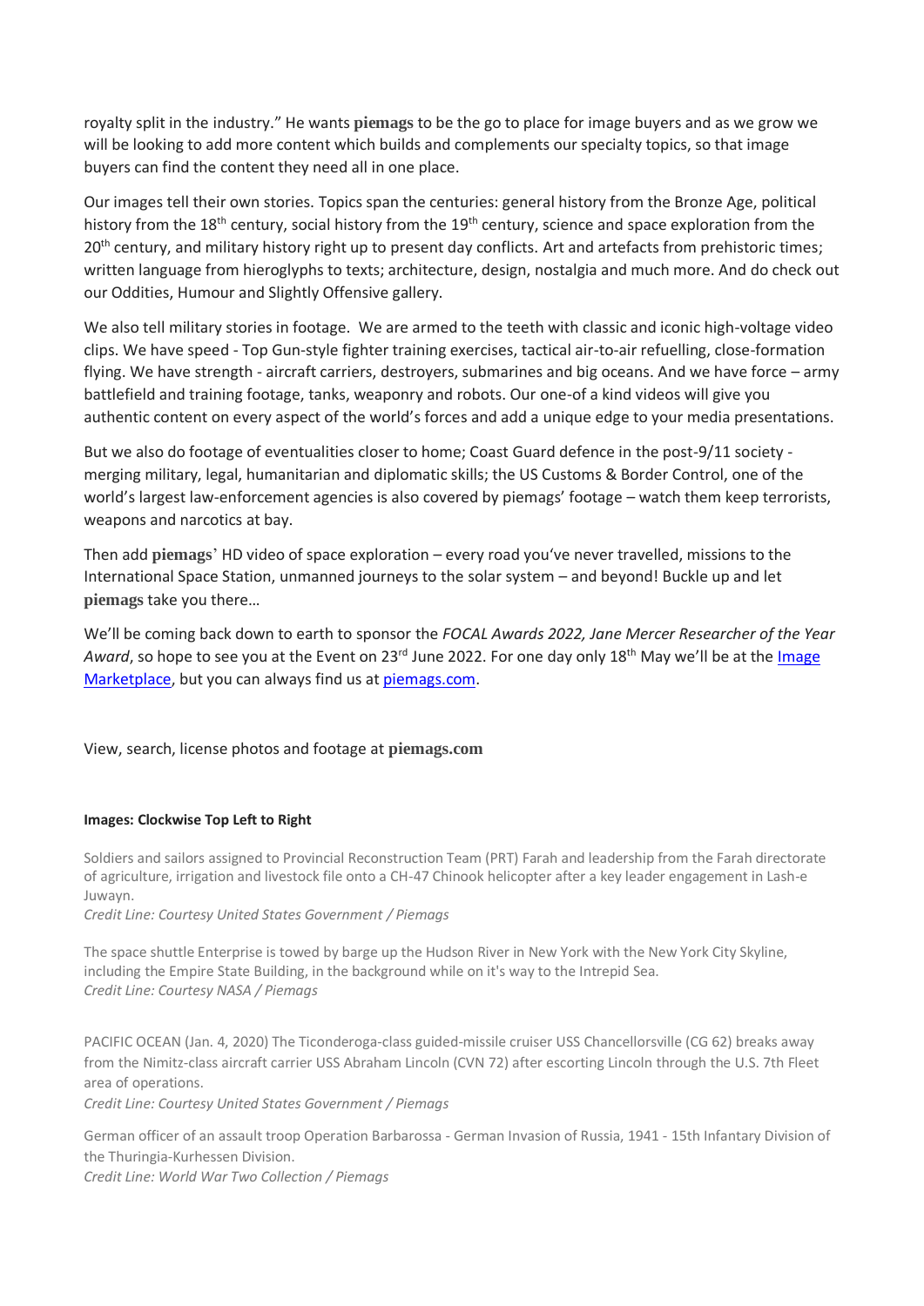royalty split in the industry." He wants **piemags** to be the go to place for image buyers and as we grow we will be looking to add more content which builds and complements our specialty topics, so that image buyers can find the content they need all in one place.

Our images tell their own stories. Topics span the centuries: general history from the Bronze Age, political history from the 18th century, social history from the 19th century, science and space exploration from the 20th century, and military history right up to present day conflicts. Art and artefacts from prehistoric times; written language from hieroglyphs to texts; architecture, design, nostalgia and much more. And do check out our Oddities, Humour and Slightly Offensive gallery.

We also tell military stories in footage. We are armed to the teeth with classic and iconic high-voltage video clips. We have speed - Top Gun-style fighter training exercises, tactical air-to-air refuelling, close-formation flying. We have strength - aircraft carriers, destroyers, submarines and big oceans. And we have force – army battlefield and training footage, tanks, weaponry and robots. Our one-of a kind videos will give you authentic content on every aspect of the world's forces and add a unique edge to your media presentations.

But we also do footage of eventualities closer to home; Coast Guard defence in the post-9/11 society - merging military, legal, humanitarian and diplomatic skills; the US Customs & Border Control, one of the world's largest law-enforcement agencies is also covered by piemags' footage – watch them keep terrorists, weapons and narcotics at bay.

Then add **piemags**' HD video of space exploration – every road you've never travelled, missions to the International Space Station, unmanned journeys to the solar system – and beyond! Buckle up and let **piemags** take you there…

We'll be coming back down to earth to sponsor the *FOCAL Awards 2022, Jane Mercer Researcher of the Year Award*, so hope to see you at the Event on 23rd June 2022. For one day only 18th May we'll be at the [Image Marketplace](), but you can always find us at [piemags.com]().

View, search, license photos and footage at **piemags.com**

**Images: Clockwise Top Left to Right**

Soldiers and sailors assigned to Provincial Reconstruction Team (PRT) Farah and leadership from the Farah directorate of agriculture, irrigation and livestock file onto a CH-47 Chinook helicopter after a key leader engagement in Lash-e Juwayn.
*Credit Line: Courtesy United States Government / Piemags*

The space shuttle Enterprise is towed by barge up the Hudson River in New York with the New York City Skyline, including the Empire State Building, in the background while on it's way to the Intrepid Sea.
*Credit Line: Courtesy NASA / Piemags*

PACIFIC OCEAN (Jan. 4, 2020) The Ticonderoga-class guided-missile cruiser USS Chancellorsville (CG 62) breaks away from the Nimitz-class aircraft carrier USS Abraham Lincoln (CVN 72) after escorting Lincoln through the U.S. 7th Fleet area of operations.
*Credit Line: Courtesy United States Government / Piemags*

German officer of an assault troop Operation Barbarossa - German Invasion of Russia, 1941 - 15th Infantary Division of the Thuringia-Kurhessen Division.
*Credit Line: World War Two Collection / Piemags*